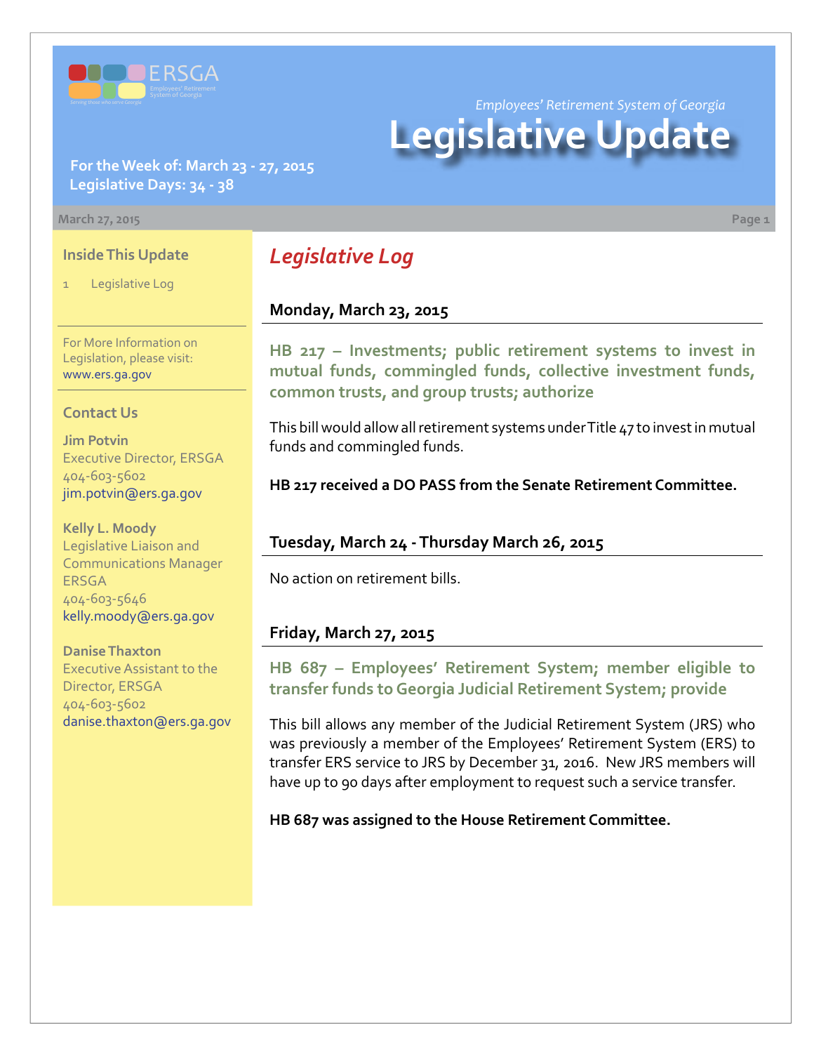Employees' Retirement System of Georgia

# Legislative Update

**For the Week of: March 23 - 27, 2015**
**Legislative Days: 34 - 38**

March 27, 2015

### Inside This Update

1 Legislative Log

For More Information on Legislation, please visit: www.ers.ga.gov

### Contact Us

**Jim Potvin**
Executive Director, ERSGA
404-603-5602
jim.potvin@ers.ga.gov

**Kelly L. Moody**
Legislative Liaison and Communications Manager ERSGA
404-603-5646
kelly.moody@ers.ga.gov

**Danise Thaxton**
Executive Assistant to the Director, ERSGA
404-603-5602
danise.thaxton@ers.ga.gov

## Legislative Log

### Monday, March 23, 2015

**HB 217 – Investments; public retirement systems to invest in mutual funds, commingled funds, collective investment funds, common trusts, and group trusts; authorize**

This bill would allow all retirement systems under Title 47 to invest in mutual funds and commingled funds.

**HB 217 received a DO PASS from the Senate Retirement Committee.**

### Tuesday, March 24 - Thursday March 26, 2015

No action on retirement bills.

### Friday, March 27, 2015

**HB 687 – Employees' Retirement System; member eligible to transfer funds to Georgia Judicial Retirement System; provide**

This bill allows any member of the Judicial Retirement System (JRS) who was previously a member of the Employees' Retirement System (ERS) to transfer ERS service to JRS by December 31, 2016. New JRS members will have up to 90 days after employment to request such a service transfer.

**HB 687 was assigned to the House Retirement Committee.**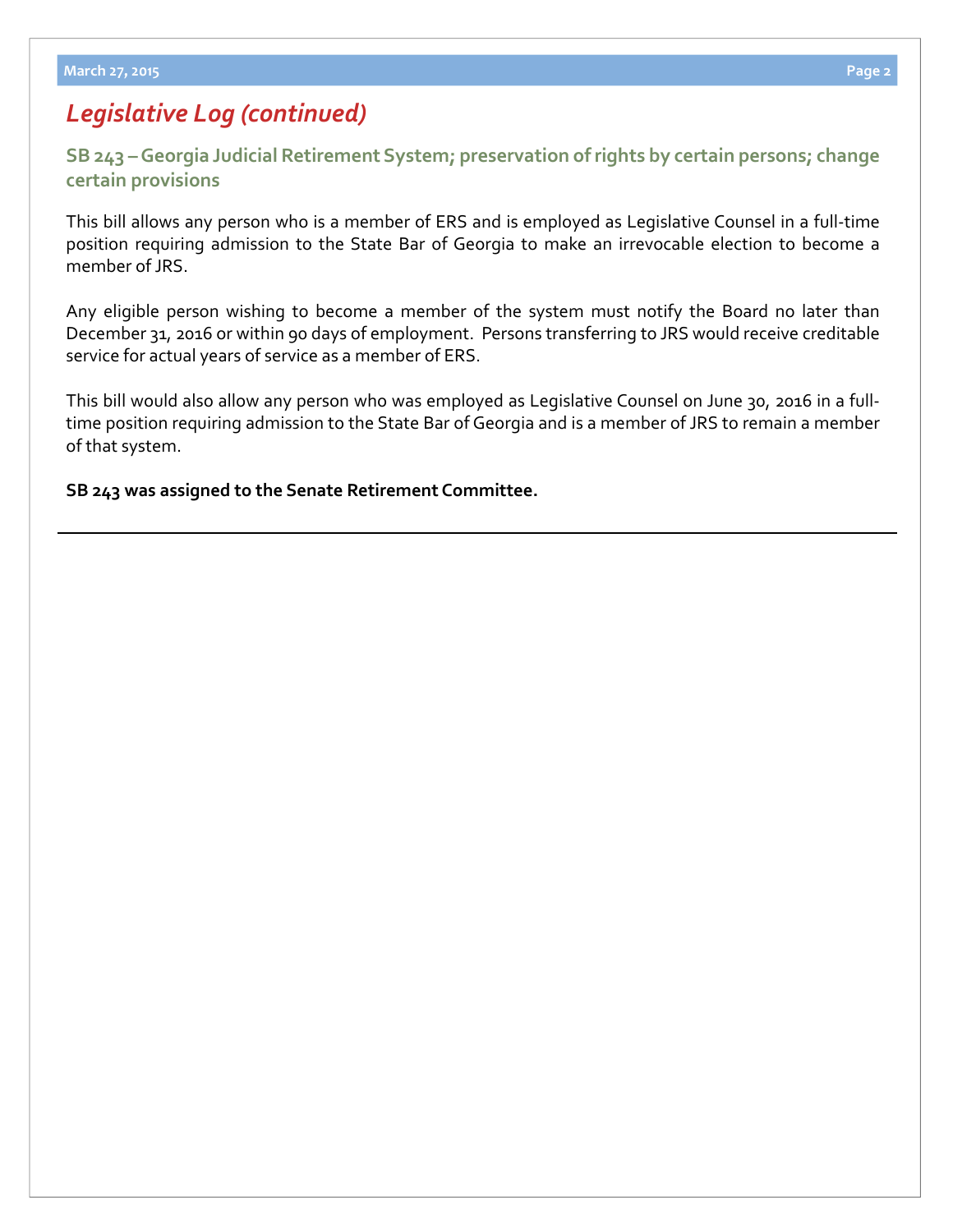# *Legislative Log (continued)*

### SB 243 – Georgia Judicial Retirement System; preservation of rights by certain persons; change certain provisions

This bill allows any person who is a member of ERS and is employed as Legislative Counsel in a full-time position requiring admission to the State Bar of Georgia to make an irrevocable election to become a member of JRS.

Any eligible person wishing to become a member of the system must notify the Board no later than December 31, 2016 or within 90 days of employment. Persons transferring to JRS would receive creditable service for actual years of service as a member of ERS.

This bill would also allow any person who was employed as Legislative Counsel on June 30, 2016 in a full-time position requiring admission to the State Bar of Georgia and is a member of JRS to remain a member of that system.

**SB 243 was assigned to the Senate Retirement Committee.**